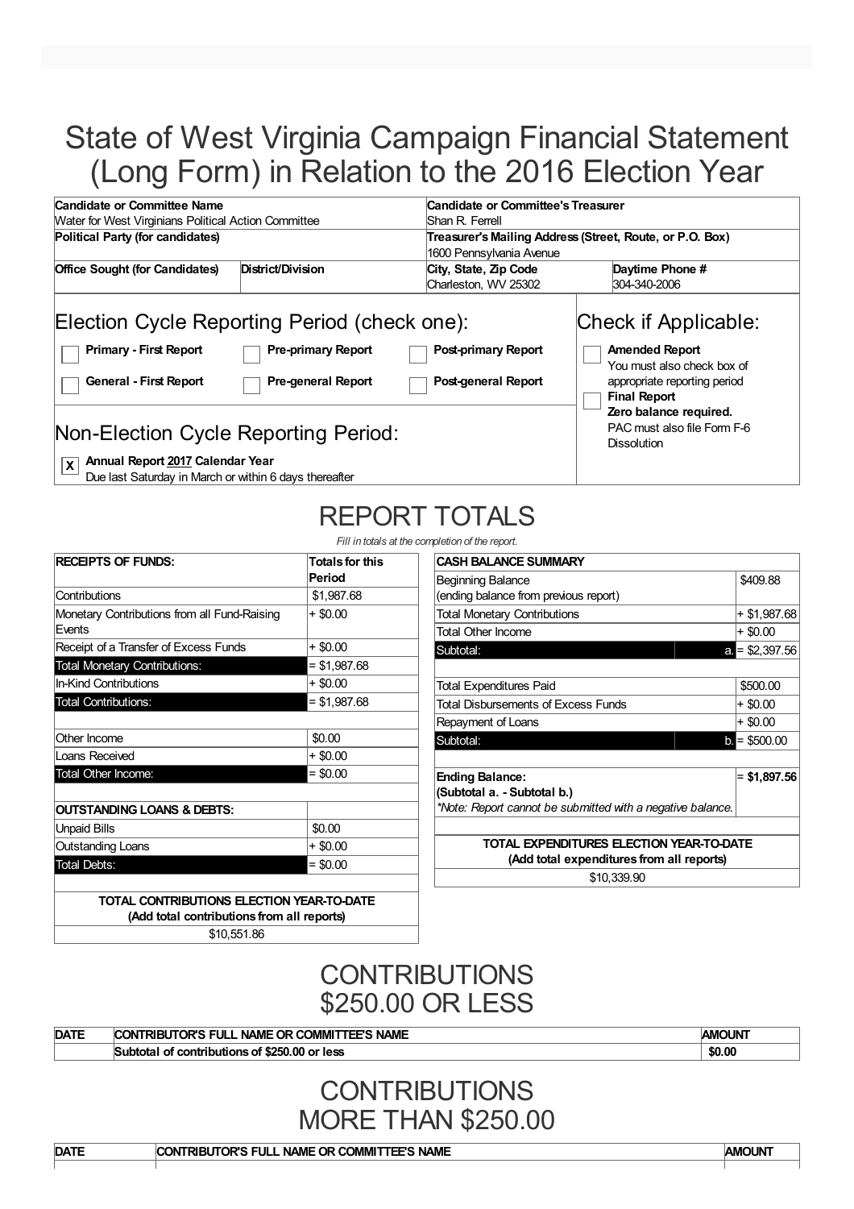# State of West Virginia Campaign Financial Statement (Long Form) in Relation to the 2016 Election Year

| Candidate or Committee Name | | Candidate or Committee's Treasurer | |
|---|---|---|---|
| Water for West Virginians Political Action Committee | | Shan R. Ferrell | |
| **Political Party (for candidates)** | | **Treasurer's Mailing Address (Street, Route, or P.O. Box)** | |
| | | 1600 Pennsylvania Avenue | |
| **Office Sought (for Candidates)** | **District/Division** | **City, State, Zip Code** | **Daytime Phone #** |
| | | Charleston, WV 25302 | 304-340-2006 |

## Election Cycle Reporting Period (check one):

- [ ] **Primary - First Report**
- [ ] **Pre-primary Report**
- [ ] **Post-primary Report**
- [ ] **General - First Report**
- [ ] **Pre-general Report**
- [ ] **Post-general Report**

## Non-Election Cycle Reporting Period:

- [X] **Annual Report 2017 Calendar Year**
  Due last Saturday in March or within 6 days thereafter

## Check if Applicable:

- [ ] **Amended Report**
  You must also check box of appropriate reporting period
- [ ] **Final Report**
  **Zero balance required.**
  PAC must also file Form F-6 Dissolution

# REPORT TOTALS

*Fill in totals at the completion of the report.*

| RECEIPTS OF FUNDS: | Totals for this Period |
|---|---|
| Contributions | $1,987.68 |
| Monetary Contributions from all Fund-Raising Events | + $0.00 |
| Receipt of a Transfer of Excess Funds | + $0.00 |
| Total Monetary Contributions: | = $1,987.68 |
| In-Kind Contributions | + $0.00 |
| Total Contributions: | = $1,987.68 |
| | |
| Other Income | $0.00 |
| Loans Received | + $0.00 |
| Total Other Income: | = $0.00 |
| | |
| **OUTSTANDING LOANS & DEBTS:** | |
| Unpaid Bills | $0.00 |
| Outstanding Loans | + $0.00 |
| Total Debts: | = $0.00 |
| | |
| **TOTAL CONTRIBUTIONS ELECTION YEAR-TO-DATE (Add total contributions from all reports)** | |
| $10,551.86 | |

| CASH BALANCE SUMMARY | | |
|---|---|---|
| Beginning Balance (ending balance from previous report) | | $409.88 |
| Total Monetary Contributions | | + $1,987.68 |
| Total Other Income | | + $0.00 |
| Subtotal: | a. | = $2,397.56 |
| | | |
| Total Expenditures Paid | | $500.00 |
| Total Disbursements of Excess Funds | | + $0.00 |
| Repayment of Loans | | + $0.00 |
| Subtotal: | b. | = $500.00 |
| | | |
| **Ending Balance: (Subtotal a. - Subtotal b.)** *\*Note: Report cannot be submitted with a negative balance.* | | **= $1,897.56** |
| | | |
| **TOTAL EXPENDITURES ELECTION YEAR-TO-DATE (Add total expenditures from all reports)** | | |
| $10,339.90 | | |

# CONTRIBUTIONS $250.00 OR LESS

| DATE | CONTRIBUTOR'S FULL NAME OR COMMITTEE'S NAME | AMOUNT |
|---|---|---|
| | **Subtotal of contributions of $250.00 or less** | **$0.00** |

# CONTRIBUTIONS MORE THAN $250.00

| DATE | CONTRIBUTOR'S FULL NAME OR COMMITTEE'S NAME | AMOUNT |
|---|---|---|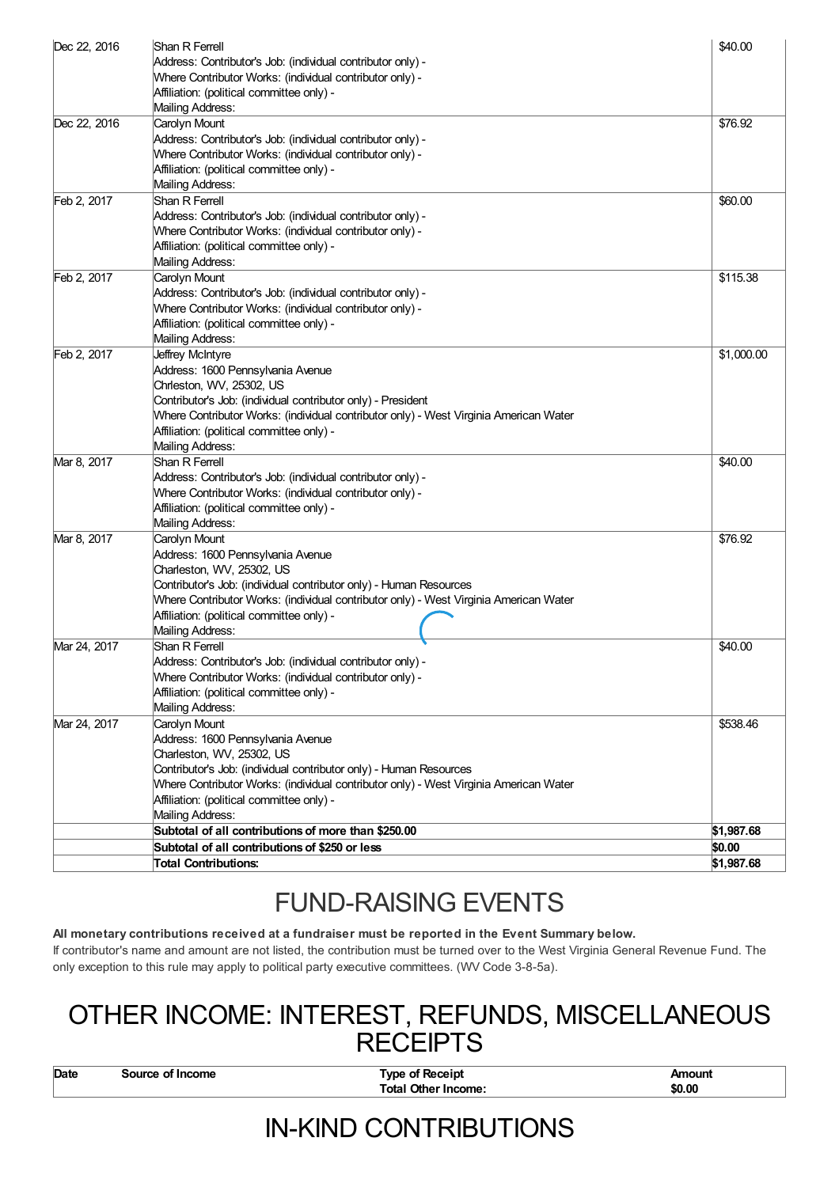| | | |
|---|---|---|
| Dec 22, 2016 | Shan R Ferrell<br>Address: Contributor's Job: (individual contributor only) -<br>Where Contributor Works: (individual contributor only) -<br>Affiliation: (political committee only) -<br>Mailing Address: | $40.00 |
| Dec 22, 2016 | Carolyn Mount<br>Address: Contributor's Job: (individual contributor only) -<br>Where Contributor Works: (individual contributor only) -<br>Affiliation: (political committee only) -<br>Mailing Address: | $76.92 |
| Feb 2, 2017 | Shan R Ferrell<br>Address: Contributor's Job: (individual contributor only) -<br>Where Contributor Works: (individual contributor only) -<br>Affiliation: (political committee only) -<br>Mailing Address: | $60.00 |
| Feb 2, 2017 | Carolyn Mount<br>Address: Contributor's Job: (individual contributor only) -<br>Where Contributor Works: (individual contributor only) -<br>Affiliation: (political committee only) -<br>Mailing Address: | $115.38 |
| Feb 2, 2017 | Jeffrey McIntyre<br>Address: 1600 Pennsylvania Avenue<br>Chrleston, WV, 25302, US<br>Contributor's Job: (individual contributor only) - President<br>Where Contributor Works: (individual contributor only) - West Virginia American Water<br>Affiliation: (political committee only) -<br>Mailing Address: | $1,000.00 |
| Mar 8, 2017 | Shan R Ferrell<br>Address: Contributor's Job: (individual contributor only) -<br>Where Contributor Works: (individual contributor only) -<br>Affiliation: (political committee only) -<br>Mailing Address: | $40.00 |
| Mar 8, 2017 | Carolyn Mount<br>Address: 1600 Pennsylvania Avenue<br>Charleston, WV, 25302, US<br>Contributor's Job: (individual contributor only) - Human Resources<br>Where Contributor Works: (individual contributor only) - West Virginia American Water<br>Affiliation: (political committee only) -<br>Mailing Address: | $76.92 |
| Mar 24, 2017 | Shan R Ferrell<br>Address: Contributor's Job: (individual contributor only) -<br>Where Contributor Works: (individual contributor only) -<br>Affiliation: (political committee only) -<br>Mailing Address: | $40.00 |
| Mar 24, 2017 | Carolyn Mount<br>Address: 1600 Pennsylvania Avenue<br>Charleston, WV, 25302, US<br>Contributor's Job: (individual contributor only) - Human Resources<br>Where Contributor Works: (individual contributor only) - West Virginia American Water<br>Affiliation: (political committee only) -<br>Mailing Address: | $538.46 |
| | **Subtotal of all contributions of more than $250.00** | **$1,987.68** |
| | **Subtotal of all contributions of $250 or less** | **$0.00** |
| | **Total Contributions:** | **$1,987.68** |

# FUND-RAISING EVENTS

**All monetary contributions received at a fundraiser must be reported in the Event Summary below.**

If contributor's name and amount are not listed, the contribution must be turned over to the West Virginia General Revenue Fund. The only exception to this rule may apply to political party executive committees. (WV Code 3-8-5a).

# OTHER INCOME: INTEREST, REFUNDS, MISCELLANEOUS RECEIPTS

| Date | Source of Income | Type of Receipt | Amount |
|---|---|---|---|
| | | **Total Other Income:** | **$0.00** |

# IN-KIND CONTRIBUTIONS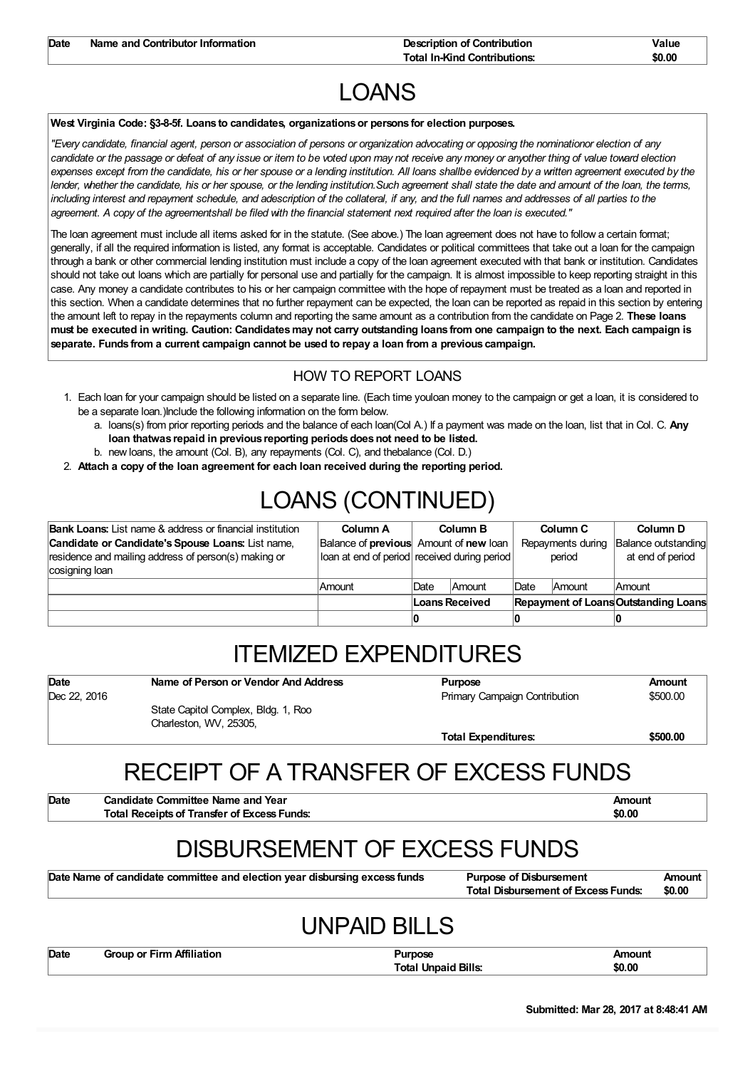| Date | Name and Contributor Information | Description of Contribution | Value |
|---|---|---|---|
| | | **Total In-Kind Contributions:** | **$0.00** |

# LOANS

**West Virginia Code: §3-8-5f. Loans to candidates, organizations or persons for election purposes.**

*"Every candidate, financial agent, person or association of persons or organization advocating or opposing the nominationor election of any candidate or the passage or defeat of any issue or item to be voted upon may not receive any money or anyother thing of value toward election expenses except from the candidate, his or her spouse or a lending institution. All loans shallbe evidenced by a written agreement executed by the lender, whether the candidate, his or her spouse, or the lending institution.Such agreement shall state the date and amount of the loan, the terms, including interest and repayment schedule, and adescription of the collateral, if any, and the full names and addresses of all parties to the agreement. A copy of the agreementshall be filed with the financial statement next required after the loan is executed."*

The loan agreement must include all items asked for in the statute. (See above.) The loan agreement does not have to follow a certain format; generally, if all the required information is listed, any format is acceptable. Candidates or political committees that take out a loan for the campaign through a bank or other commercial lending institution must include a copy of the loan agreement executed with that bank or institution. Candidates should not take out loans which are partially for personal use and partially for the campaign. It is almost impossible to keep reporting straight in this case. Any money a candidate contributes to his or her campaign committee with the hope of repayment must be treated as a loan and reported in this section. When a candidate determines that no further repayment can be expected, the loan can be reported as repaid in this section by entering the amount left to repay in the repayments column and reporting the same amount as a contribution from the candidate on Page 2. **These loans must be executed in writing. Caution: Candidates may not carry outstanding loans from one campaign to the next. Each campaign is separate. Funds from a current campaign cannot be used to repay a loan from a previous campaign.**

## HOW TO REPORT LOANS

1. Each loan for your campaign should be listed on a separate line. (Each time youloan money to the campaign or get a loan, it is considered to be a separate loan.)Include the following information on the form below.
   a. loans(s) from prior reporting periods and the balance of each loan(Col A.) If a payment was made on the loan, list that in Col. C. **Any loan thatwas repaid in previous reporting periods does not need to be listed.**
   b. new loans, the amount (Col. B), any repayments (Col. C), and thebalance (Col. D.)
2. **Attach a copy of the loan agreement for each loan received during the reporting period.**

# LOANS (CONTINUED)

| **Bank Loans:** List name & address or financial institution **Candidate or Candidate's Spouse Loans:** List name, residence and mailing address of person(s) making or cosigning loan | **Column A** Balance of **previous** loan at end of period | **Column B** Amount of **new** loan received during period | | **Column C** Repayments during period | | **Column D** Balance outstanding at end of period |
|---|---|---|---|---|---|---|
| | Amount | Date | Amount | Date | Amount | Amount |
| | | **Loans Received** | | **Repayment of Loans** | | **Outstanding Loans** |
| | | 0 | | 0 | | 0 |

# ITEMIZED EXPENDITURES

| Date | Name of Person or Vendor And Address | Purpose | Amount |
|---|---|---|---|
| Dec 22, 2016 | State Capitol Complex, Bldg. 1, Roo Charleston, WV, 25305, | Primary Campaign Contribution | $500.00 |
| | | **Total Expenditures:** | **$500.00** |

# RECEIPT OF A TRANSFER OF EXCESS FUNDS

| Date | Candidate Committee Name and Year | Amount |
|---|---|---|
| | **Total Receipts of Transfer of Excess Funds:** | **$0.00** |

# DISBURSEMENT OF EXCESS FUNDS

| Date | Name of candidate committee and election year disbursing excess funds | Purpose of Disbursement | Amount |
|---|---|---|---|
| | | **Total Disbursement of Excess Funds:** | **$0.00** |

# UNPAID BILLS

| Date | Group or Firm Affiliation | Purpose | Amount |
|---|---|---|---|
| | | **Total Unpaid Bills:** | **$0.00** |

**Submitted: Mar 28, 2017 at 8:48:41 AM**